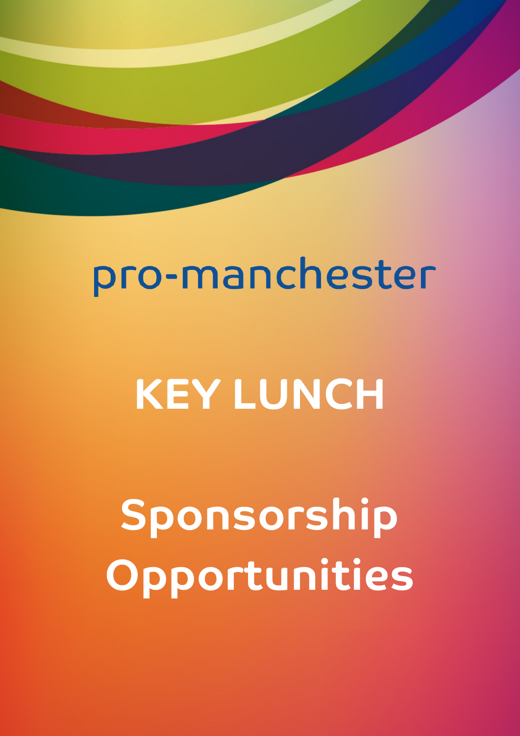pro-manchester

# KEY LUNCH

# Sponsorship Opportunities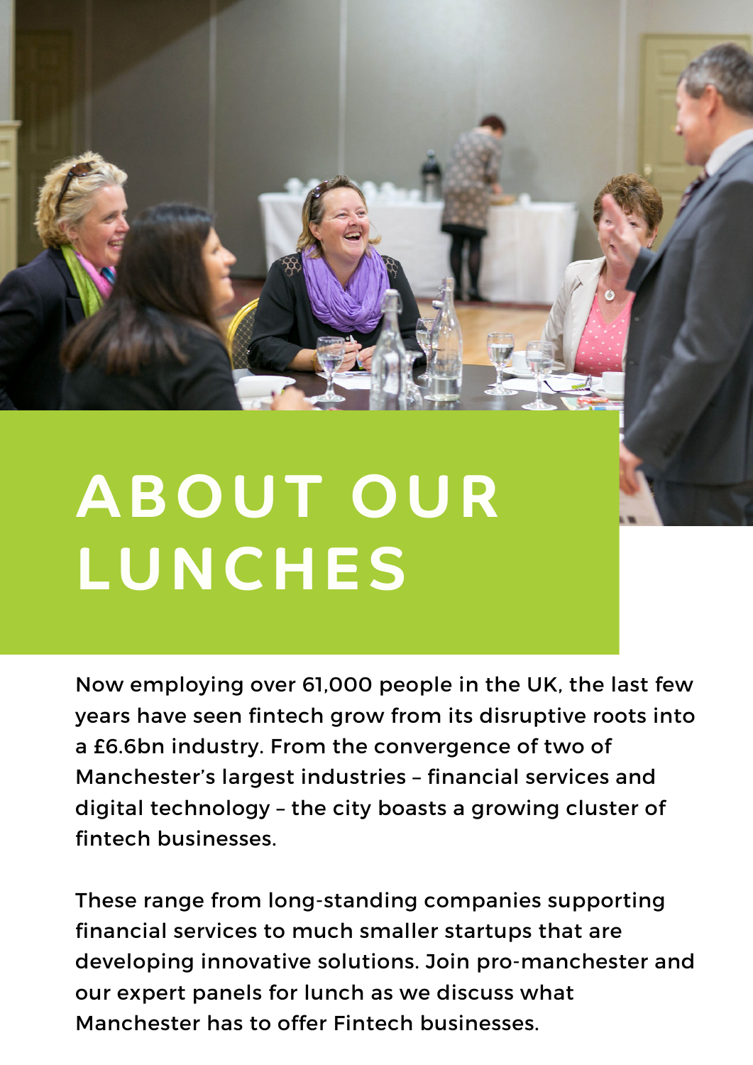# ABOUT OUR LUNCHES

Now employing over 61,000 people in the UK, the last few years have seen fintech grow from its disruptive roots into a £6.6bn industry. From the convergence of two of Manchester's largest industries – financial services and digital technology – the city boasts a growing cluster of fintech businesses.

These range from long-standing companies supporting financial services to much smaller startups that are developing innovative solutions. Join pro-manchester and our expert panels for lunch as we discuss what Manchester has to offer Fintech businesses.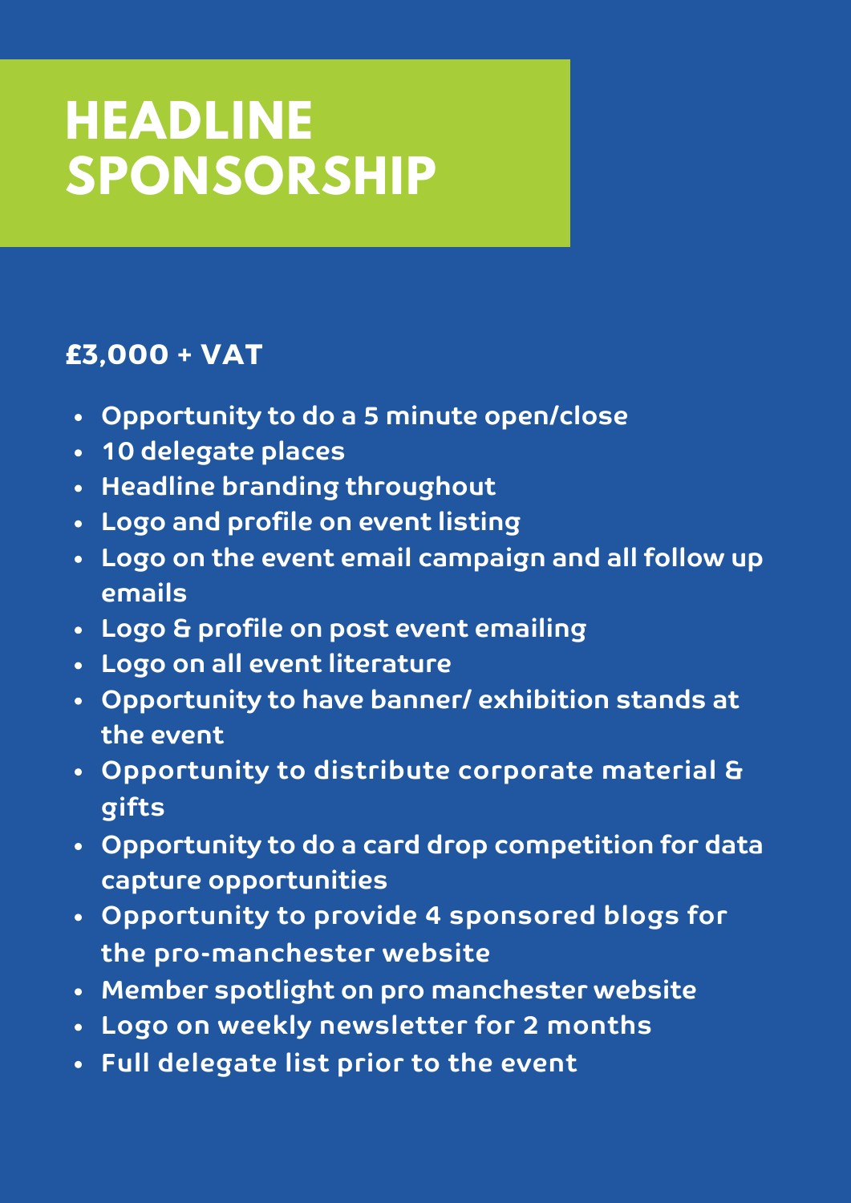# HEADLINE SPONSORSHIP

**£3,000 + VAT**

- **Opportunity to do a 5 minute open/close**
- **10 delegate places**
- **Headline branding throughout**
- **Logo and profile on event listing**
- **Logo on the event email campaign and all follow up emails**
- **Logo & profile on post event emailing**
- **Logo on all event literature**
- **Opportunity to have banner/ exhibition stands at the event**
- **Opportunity to distribute corporate material & gifts**
- **Opportunity to do a card drop competition for data capture opportunities**
- **Opportunity to provide 4 sponsored blogs for the pro-manchester website**
- **Member spotlight on pro manchester website**
- **Logo on weekly newsletter for 2 months**
- **Full delegate list prior to the event**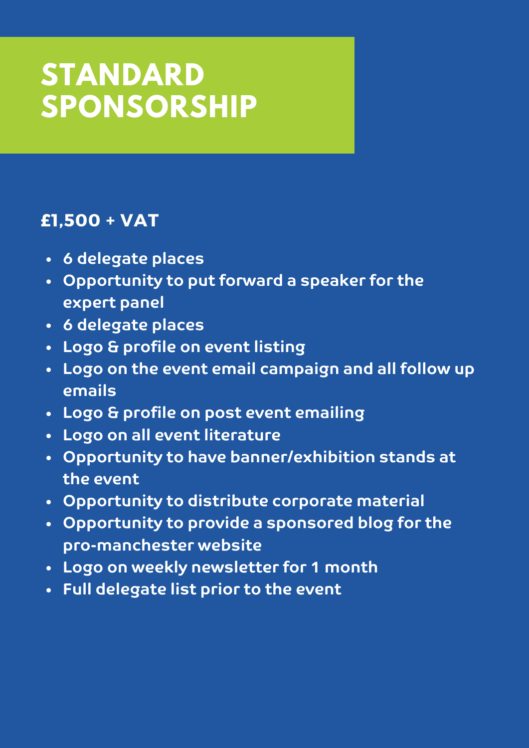# STANDARD SPONSORSHIP

**£1,500 + VAT**

- 6 delegate places
- Opportunity to put forward a speaker for the expert panel
- 6 delegate places
- Logo & profile on event listing
- Logo on the event email campaign and all follow up emails
- Logo & profile on post event emailing
- Logo on all event literature
- Opportunity to have banner/exhibition stands at the event
- Opportunity to distribute corporate material
- Opportunity to provide a sponsored blog for the pro-manchester website
- Logo on weekly newsletter for 1 month
- Full delegate list prior to the event